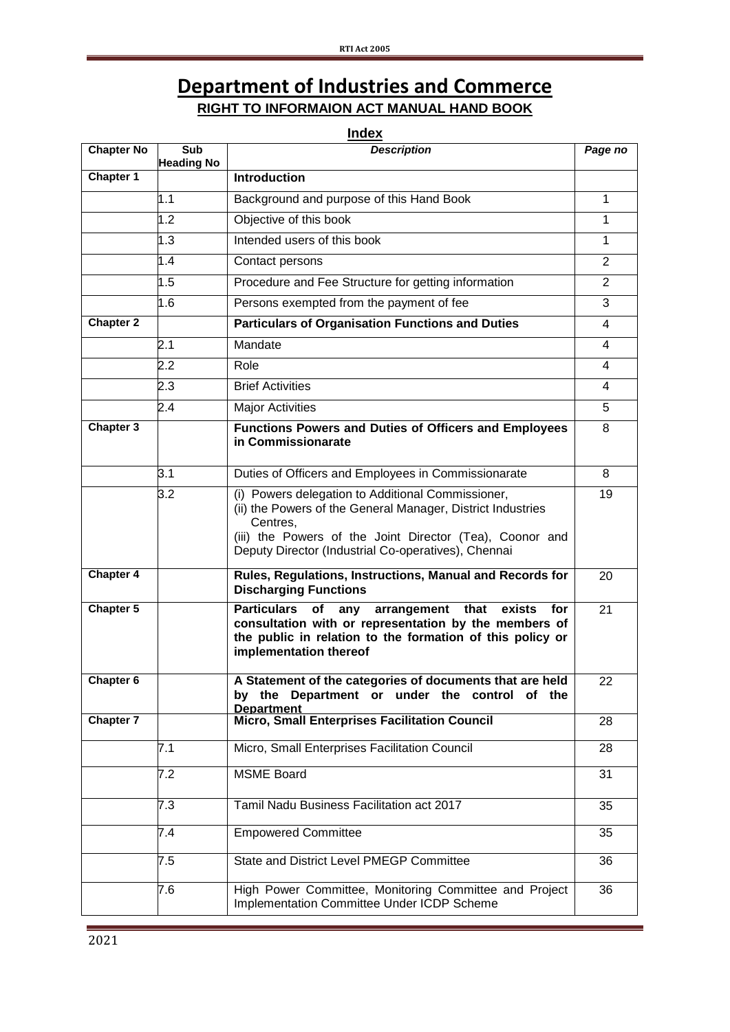# Department of Industries and Commerce

## RIGHT TO INFORMAION ACT MANUAL HAND BOOK

### Index

| Chapter No | Sub Heading No | *Description* | *Page no* |
|---|---|---|---|
| **Chapter 1** | | **Introduction** | |
| | 1.1 | Background and purpose of this Hand Book | 1 |
| | 1.2 | Objective of this book | 1 |
| | 1.3 | Intended users of this book | 1 |
| | 1.4 | Contact persons | 2 |
| | 1.5 | Procedure and Fee Structure for getting information | 2 |
| | 1.6 | Persons exempted from the payment of fee | 3 |
| **Chapter 2** | | **Particulars of Organisation Functions and Duties** | 4 |
| | 2.1 | Mandate | 4 |
| | 2.2 | Role | 4 |
| | 2.3 | Brief Activities | 4 |
| | 2.4 | Major Activities | 5 |
| **Chapter 3** | | **Functions Powers and Duties of Officers and Employees in Commissionarate** | 8 |
| | 3.1 | Duties of Officers and Employees in Commissionarate | 8 |
| | 3.2 | (i) Powers delegation to Additional Commissioner, (ii) the Powers of the General Manager, District Industries Centres, (iii) the Powers of the Joint Director (Tea), Coonor and Deputy Director (Industrial Co-operatives), Chennai | 19 |
| **Chapter 4** | | **Rules, Regulations, Instructions, Manual and Records for Discharging Functions** | 20 |
| **Chapter 5** | | **Particulars of any arrangement that exists for consultation with or representation by the members of the public in relation to the formation of this policy or implementation thereof** | 21 |
| **Chapter 6** | | **A Statement of the categories of documents that are held by the Department or under the control of the Department** | 22 |
| **Chapter 7** | | **Micro, Small Enterprises Facilitation Council** | 28 |
| | 7.1 | Micro, Small Enterprises Facilitation Council | 28 |
| | 7.2 | MSME Board | 31 |
| | 7.3 | Tamil Nadu Business Facilitation act 2017 | 35 |
| | 7.4 | Empowered Committee | 35 |
| | 7.5 | State and District Level PMEGP Committee | 36 |
| | 7.6 | High Power Committee, Monitoring Committee and Project Implementation Committee Under ICDP Scheme | 36 |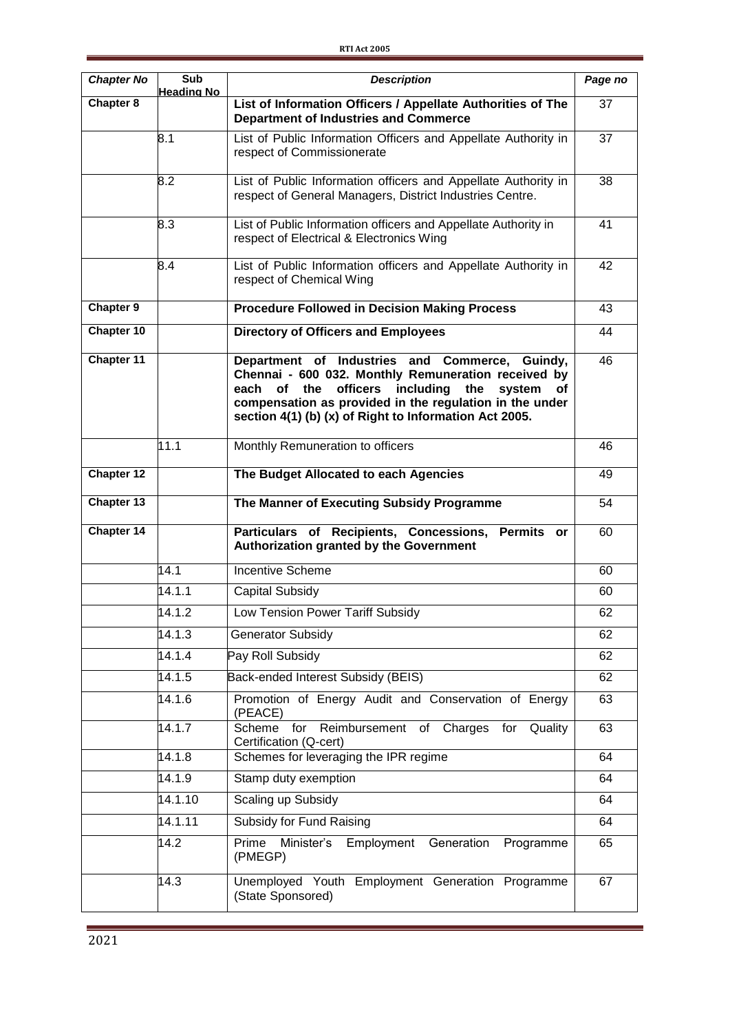| Chapter No | Sub Heading No | Description | Page no |
|---|---|---|---|
| **Chapter 8** | | **List of Information Officers / Appellate Authorities of The Department of Industries and Commerce** | 37 |
| | 8.1 | List of Public Information Officers and Appellate Authority in respect of Commissionerate | 37 |
| | 8.2 | List of Public Information officers and Appellate Authority in respect of General Managers, District Industries Centre. | 38 |
| | 8.3 | List of Public Information officers and Appellate Authority in respect of Electrical & Electronics Wing | 41 |
| | 8.4 | List of Public Information officers and Appellate Authority in respect of Chemical Wing | 42 |
| **Chapter 9** | | **Procedure Followed in Decision Making Process** | 43 |
| **Chapter 10** | | **Directory of Officers and Employees** | 44 |
| **Chapter 11** | | **Department of Industries and Commerce, Guindy, Chennai - 600 032. Monthly Remuneration received by each of the officers including the system of compensation as provided in the regulation in the under section 4(1) (b) (x) of Right to Information Act 2005.** | 46 |
| | 11.1 | Monthly Remuneration to officers | 46 |
| **Chapter 12** | | **The Budget Allocated to each Agencies** | 49 |
| **Chapter 13** | | **The Manner of Executing Subsidy Programme** | 54 |
| **Chapter 14** | | **Particulars of Recipients, Concessions, Permits or Authorization granted by the Government** | 60 |
| | 14.1 | Incentive Scheme | 60 |
| | 14.1.1 | Capital Subsidy | 60 |
| | 14.1.2 | Low Tension Power Tariff Subsidy | 62 |
| | 14.1.3 | Generator Subsidy | 62 |
| | 14.1.4 | Pay Roll Subsidy | 62 |
| | 14.1.5 | Back-ended Interest Subsidy (BEIS) | 62 |
| | 14.1.6 | Promotion of Energy Audit and Conservation of Energy (PEACE) | 63 |
| | 14.1.7 | Scheme for Reimbursement of Charges for Quality Certification (Q-cert) | 63 |
| | 14.1.8 | Schemes for leveraging the IPR regime | 64 |
| | 14.1.9 | Stamp duty exemption | 64 |
| | 14.1.10 | Scaling up Subsidy | 64 |
| | 14.1.11 | Subsidy for Fund Raising | 64 |
| | 14.2 | Prime Minister's Employment Generation Programme (PMEGP) | 65 |
| | 14.3 | Unemployed Youth Employment Generation Programme (State Sponsored) | 67 |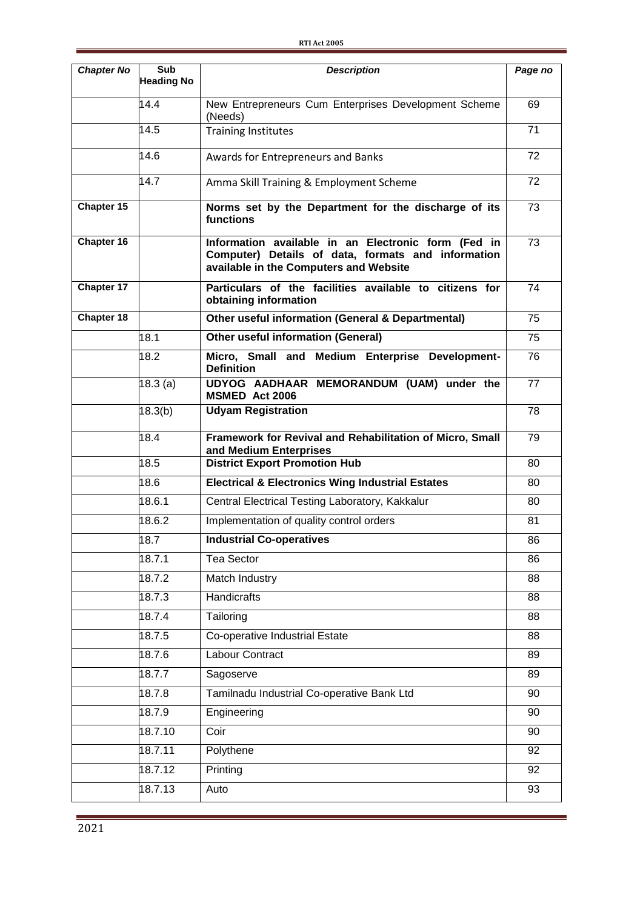| *Chapter No* | Sub Heading No | *Description* | *Page no* |
|---|---|---|---|
| | 14.4 | New Entrepreneurs Cum Enterprises Development Scheme (Needs) | 69 |
| | 14.5 | Training Institutes | 71 |
| | 14.6 | Awards for Entrepreneurs and Banks | 72 |
| | 14.7 | Amma Skill Training & Employment Scheme | 72 |
| **Chapter 15** | | **Norms set by the Department for the discharge of its functions** | 73 |
| **Chapter 16** | | **Information available in an Electronic form (Fed in Computer) Details of data, formats and information available in the Computers and Website** | 73 |
| **Chapter 17** | | **Particulars of the facilities available to citizens for obtaining information** | 74 |
| **Chapter 18** | | **Other useful information (General & Departmental)** | 75 |
| | 18.1 | **Other useful information (General)** | 75 |
| | 18.2 | **Micro, Small and Medium Enterprise Development-Definition** | 76 |
| | 18.3 (a) | **UDYOG AADHAAR MEMORANDUM (UAM) under the MSMED Act 2006** | 77 |
| | 18.3(b) | **Udyam Registration** | 78 |
| | 18.4 | **Framework for Revival and Rehabilitation of Micro, Small and Medium Enterprises** | 79 |
| | 18.5 | **District Export Promotion Hub** | 80 |
| | 18.6 | **Electrical & Electronics Wing Industrial Estates** | 80 |
| | 18.6.1 | Central Electrical Testing Laboratory, Kakkalur | 80 |
| | 18.6.2 | Implementation of quality control orders | 81 |
| | 18.7 | **Industrial Co-operatives** | 86 |
| | 18.7.1 | Tea Sector | 86 |
| | 18.7.2 | Match Industry | 88 |
| | 18.7.3 | Handicrafts | 88 |
| | 18.7.4 | Tailoring | 88 |
| | 18.7.5 | Co-operative Industrial Estate | 88 |
| | 18.7.6 | Labour Contract | 89 |
| | 18.7.7 | Sagoserve | 89 |
| | 18.7.8 | Tamilnadu Industrial Co-operative Bank Ltd | 90 |
| | 18.7.9 | Engineering | 90 |
| | 18.7.10 | Coir | 90 |
| | 18.7.11 | Polythene | 92 |
| | 18.7.12 | Printing | 92 |
| | 18.7.13 | Auto | 93 |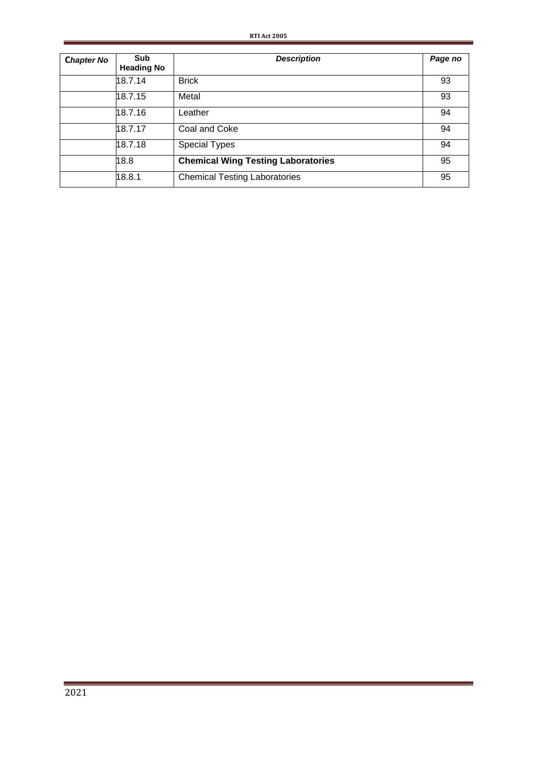| ***Chapter No*** | **Sub Heading No** | ***Description*** | ***Page no*** |
|---|---|---|---|
| | 18.7.14 | Brick | 93 |
| | 18.7.15 | Metal | 93 |
| | 18.7.16 | Leather | 94 |
| | 18.7.17 | Coal and Coke | 94 |
| | 18.7.18 | Special Types | 94 |
| | 18.8 | **Chemical Wing Testing Laboratories** | 95 |
| | 18.8.1 | Chemical Testing Laboratories | 95 |